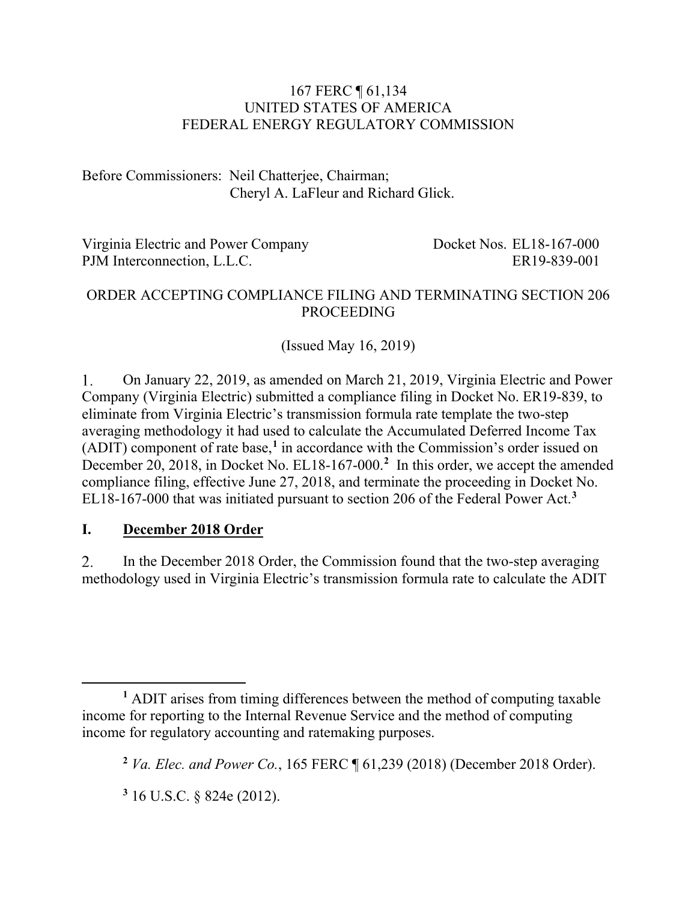167 FERC ¶ 61,134
UNITED STATES OF AMERICA
FEDERAL ENERGY REGULATORY COMMISSION

Before Commissioners: Neil Chatterjee, Chairman;
Cheryl A. LaFleur and Richard Glick.

| | |
|---|---|
| Virginia Electric and Power Company | Docket Nos. EL18-167-000 |
| PJM Interconnection, L.L.C. | ER19-839-001 |

ORDER ACCEPTING COMPLIANCE FILING AND TERMINATING SECTION 206 PROCEEDING

(Issued May 16, 2019)

1. On January 22, 2019, as amended on March 21, 2019, Virginia Electric and Power Company (Virginia Electric) submitted a compliance filing in Docket No. ER19-839, to eliminate from Virginia Electric's transmission formula rate template the two-step averaging methodology it had used to calculate the Accumulated Deferred Income Tax (ADIT) component of rate base,[1] in accordance with the Commission's order issued on December 20, 2018, in Docket No. EL18-167-000.[2] In this order, we accept the amended compliance filing, effective June 27, 2018, and terminate the proceeding in Docket No. EL18-167-000 that was initiated pursuant to section 206 of the Federal Power Act.[3]

## I. December 2018 Order

2. In the December 2018 Order, the Commission found that the two-step averaging methodology used in Virginia Electric's transmission formula rate to calculate the ADIT

[1] ADIT arises from timing differences between the method of computing taxable income for reporting to the Internal Revenue Service and the method of computing income for regulatory accounting and ratemaking purposes.

[2] *Va. Elec. and Power Co.*, 165 FERC ¶ 61,239 (2018) (December 2018 Order).

[3] 16 U.S.C. § 824e (2012).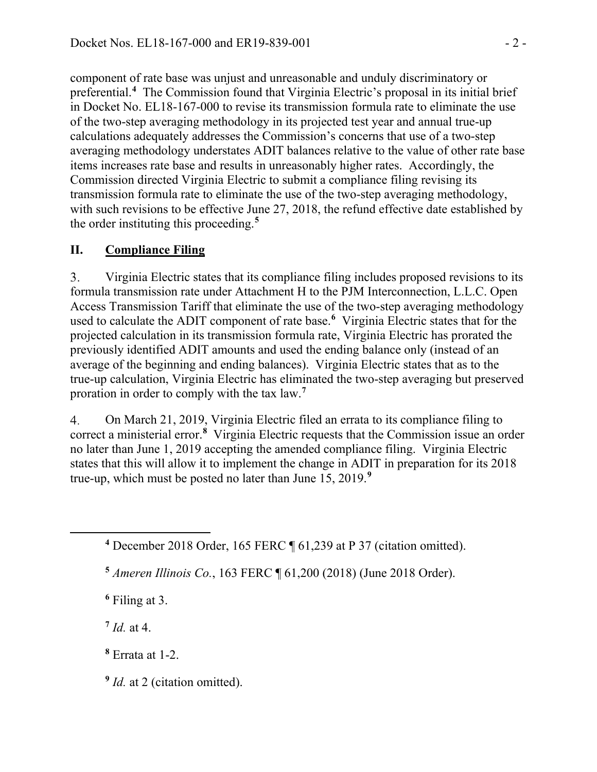component of rate base was unjust and unreasonable and unduly discriminatory or preferential.[4] The Commission found that Virginia Electric's proposal in its initial brief in Docket No. EL18-167-000 to revise its transmission formula rate to eliminate the use of the two-step averaging methodology in its projected test year and annual true-up calculations adequately addresses the Commission's concerns that use of a two-step averaging methodology understates ADIT balances relative to the value of other rate base items increases rate base and results in unreasonably higher rates. Accordingly, the Commission directed Virginia Electric to submit a compliance filing revising its transmission formula rate to eliminate the use of the two-step averaging methodology, with such revisions to be effective June 27, 2018, the refund effective date established by the order instituting this proceeding.[5]

## II. Compliance Filing

3. Virginia Electric states that its compliance filing includes proposed revisions to its formula transmission rate under Attachment H to the PJM Interconnection, L.L.C. Open Access Transmission Tariff that eliminate the use of the two-step averaging methodology used to calculate the ADIT component of rate base.[6] Virginia Electric states that for the projected calculation in its transmission formula rate, Virginia Electric has prorated the previously identified ADIT amounts and used the ending balance only (instead of an average of the beginning and ending balances). Virginia Electric states that as to the true-up calculation, Virginia Electric has eliminated the two-step averaging but preserved proration in order to comply with the tax law.[7]

4. On March 21, 2019, Virginia Electric filed an errata to its compliance filing to correct a ministerial error.[8] Virginia Electric requests that the Commission issue an order no later than June 1, 2019 accepting the amended compliance filing. Virginia Electric states that this will allow it to implement the change in ADIT in preparation for its 2018 true-up, which must be posted no later than June 15, 2019.[9]

---

[4] December 2018 Order, 165 FERC ¶ 61,239 at P 37 (citation omitted).

[5] *Ameren Illinois Co.*, 163 FERC ¶ 61,200 (2018) (June 2018 Order).

[6] Filing at 3.

[7] *Id.* at 4.

[8] Errata at 1-2.

[9] *Id.* at 2 (citation omitted).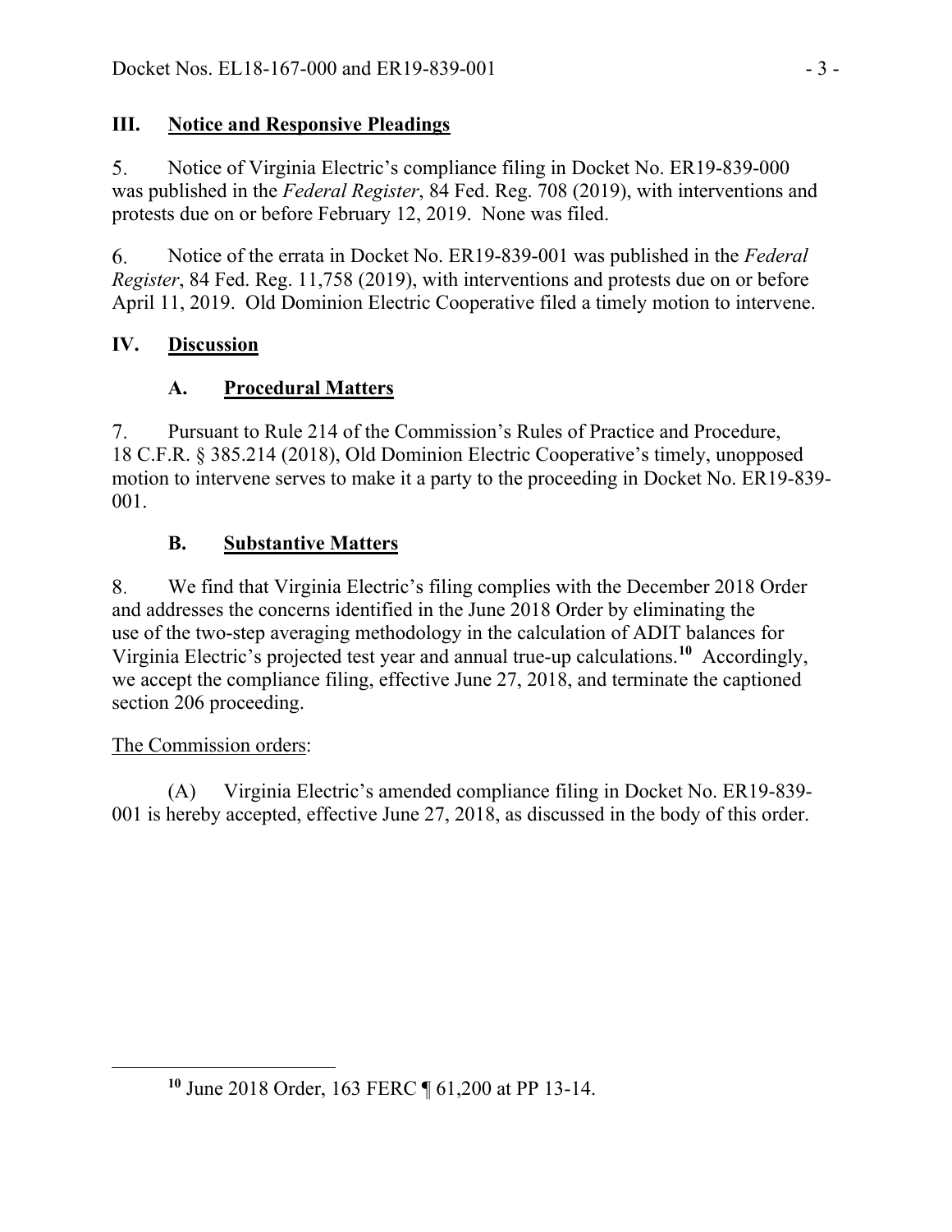## III. Notice and Responsive Pleadings

5. Notice of Virginia Electric's compliance filing in Docket No. ER19-839-000 was published in the *Federal Register*, 84 Fed. Reg. 708 (2019), with interventions and protests due on or before February 12, 2019. None was filed.

6. Notice of the errata in Docket No. ER19-839-001 was published in the *Federal Register*, 84 Fed. Reg. 11,758 (2019), with interventions and protests due on or before April 11, 2019. Old Dominion Electric Cooperative filed a timely motion to intervene.

## IV. Discussion

### A. Procedural Matters

7. Pursuant to Rule 214 of the Commission's Rules of Practice and Procedure, 18 C.F.R. § 385.214 (2018), Old Dominion Electric Cooperative's timely, unopposed motion to intervene serves to make it a party to the proceeding in Docket No. ER19-839-001.

### B. Substantive Matters

8. We find that Virginia Electric's filing complies with the December 2018 Order and addresses the concerns identified in the June 2018 Order by eliminating the use of the two-step averaging methodology in the calculation of ADIT balances for Virginia Electric's projected test year and annual true-up calculations.[10] Accordingly, we accept the compliance filing, effective June 27, 2018, and terminate the captioned section 206 proceeding.

The Commission orders:

(A) Virginia Electric's amended compliance filing in Docket No. ER19-839-001 is hereby accepted, effective June 27, 2018, as discussed in the body of this order.

---

[10] June 2018 Order, 163 FERC ¶ 61,200 at PP 13-14.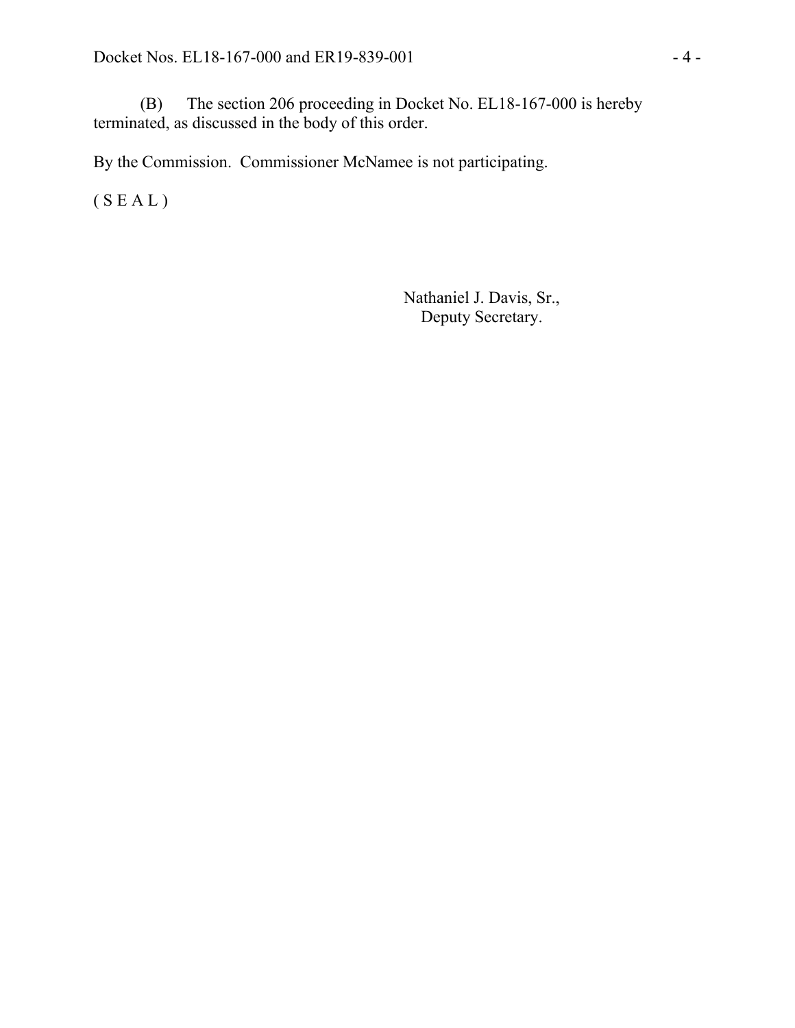(B) The section 206 proceeding in Docket No. EL18-167-000 is hereby terminated, as discussed in the body of this order.

By the Commission. Commissioner McNamee is not participating.

( S E A L )

Nathaniel J. Davis, Sr.,
Deputy Secretary.